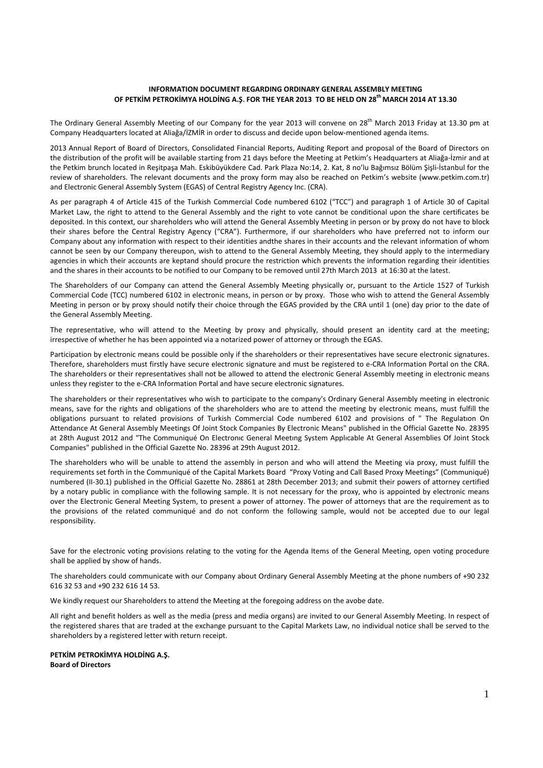**INFORMATION DOCUMENT REGARDING ORDINARY GENERAL ASSEMBLY MEETING OF PETKİM PETROKİMYA HOLDİNG A.Ş. FOR THE YEAR 2013 TO BE HELD ON 28th MARCH 2014 AT 13.30**

The Ordinary General Assembly Meeting of our Company for the year 2013 will convene on 28th March 2013 Friday at 13.30 pm at Company Headquarters located at Aliağa/İZMİR in order to discuss and decide upon below-mentioned agenda items.

2013 Annual Report of Board of Directors, Consolidated Financial Reports, Auditing Report and proposal of the Board of Directors on the distribution of the profit will be available starting from 21 days before the Meeting at Petkim's Headquarters at Aliağa-İzmir and at the Petkim brunch located in Reşitpaşa Mah. Eskibüyükdere Cad. Park Plaza No:14, 2. Kat, 8 no'lu Bağımsız Bölüm Şişli-İstanbul for the review of shareholders. The relevant documents and the proxy form may also be reached on Petkim's website (www.petkim.com.tr) and Electronic General Assembly System (EGAS) of Central Registry Agency Inc. (CRA).

As per paragraph 4 of Article 415 of the Turkish Commercial Code numbered 6102 ("TCC") and paragraph 1 of Article 30 of Capital Market Law, the right to attend to the General Assembly and the right to vote cannot be conditional upon the share certificates be deposited. In this context, our shareholders who will attend the General Assembly Meeting in person or by proxy do not have to block their shares before the Central Registry Agency ("CRA"). Furthermore, if our shareholders who have preferred not to inform our Company about any information with respect to their identities andthe shares in their accounts and the relevant information of whom cannot be seen by our Company thereupon, wish to attend to the General Assembly Meeting, they should apply to the intermediary agencies in which their accounts are keptand should procure the restriction which prevents the information regarding their identities and the shares in their accounts to be notified to our Company to be removed until 27th March 2013 at 16:30 at the latest.

The Shareholders of our Company can attend the General Assembly Meeting physically or, pursuant to the Article 1527 of Turkish Commercial Code (TCC) numbered 6102 in electronic means, in person or by proxy. Those who wish to attend the General Assembly Meeting in person or by proxy should notify their choice through the EGAS provided by the CRA until 1 (one) day prior to the date of the General Assembly Meeting.

The representative, who will attend to the Meeting by proxy and physically, should present an identity card at the meeting; irrespective of whether he has been appointed via a notarized power of attorney or through the EGAS.

Participation by electronic means could be possible only if the shareholders or their representatives have secure electronic signatures. Therefore, shareholders must firstly have secure electronic signature and must be registered to e-CRA Information Portal on the CRA. The shareholders or their representatives shall not be allowed to attend the electronic General Assembly meeting in electronic means unless they register to the e-CRA Information Portal and have secure electronic signatures.

The shareholders or their representatives who wish to participate to the company's Ordinary General Assembly meeting in electronic means, save for the rights and obligations of the shareholders who are to attend the meeting by electronic means, must fulfill the obligations pursuant to related provisions of Turkish Commercial Code numbered 6102 and provisions of " The Regulatıon On Attendance At General Assembly Meetings Of Joint Stock Companies By Electronic Means" published in the Official Gazette No. 28395 at 28th August 2012 and "The Communiqué On Electronıc General Meetıng System Applıcable At General Assemblies Of Joint Stock Companies" published in the Official Gazette No. 28396 at 29th August 2012.

The shareholders who will be unable to attend the assembly in person and who will attend the Meeting via proxy, must fulfill the requirements set forth in the Communiqué of the Capital Markets Board "Proxy Voting and Call Based Proxy Meetings" (Communiqué) numbered (II-30.1) published in the Official Gazette No. 28861 at 28th December 2013; and submit their powers of attorney certified by a notary public in compliance with the following sample. It is not necessary for the proxy, who is appointed by electronic means over the Electronic General Meeting System, to present a power of attorney. The power of attorneys that are the requirement as to the provisions of the related communiqué and do not conform the following sample, would not be accepted due to our legal responsibility.

Save for the electronic voting provisions relating to the voting for the Agenda Items of the General Meeting, open voting procedure shall be applied by show of hands.

The shareholders could communicate with our Company about Ordinary General Assembly Meeting at the phone numbers of +90 232 616 32 53 and +90 232 616 14 53.

We kindly request our Shareholders to attend the Meeting at the foregoing address on the avobe date.

All right and benefit holders as well as the media (press and media organs) are invited to our General Assembly Meeting. In respect of the registered shares that are traded at the exchange pursuant to the Capital Markets Law, no individual notice shall be served to the shareholders by a registered letter with return receipt.

**PETKİM PETROKİMYA HOLDİNG A.Ş.**
**Board of Directors**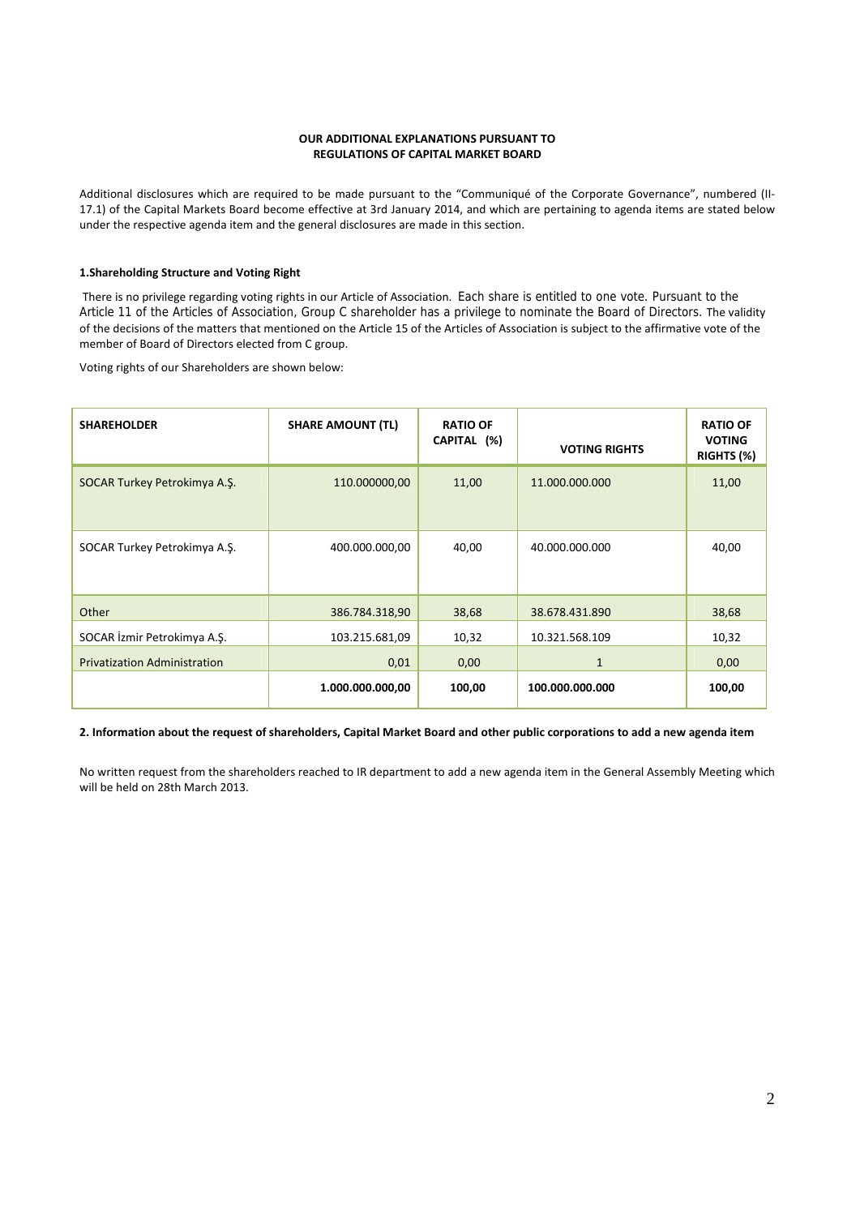## OUR ADDITIONAL EXPLANATIONS PURSUANT TO REGULATIONS OF CAPITAL MARKET BOARD

Additional disclosures which are required to be made pursuant to the "Communiqué of the Corporate Governance", numbered (II-17.1) of the Capital Markets Board become effective at 3rd January 2014, and which are pertaining to agenda items are stated below under the respective agenda item and the general disclosures are made in this section.

### 1.Shareholding Structure and Voting Right

There is no privilege regarding voting rights in our Article of Association. Each share is entitled to one vote. Pursuant to the Article 11 of the Articles of Association, Group C shareholder has a privilege to nominate the Board of Directors. The validity of the decisions of the matters that mentioned on the Article 15 of the Articles of Association is subject to the affirmative vote of the member of Board of Directors elected from C group.

Voting rights of our Shareholders are shown below:

| SHAREHOLDER | SHARE AMOUNT (TL) | RATIO OF CAPITAL (%) | VOTING RIGHTS | RATIO OF VOTING RIGHTS (%) |
|---|---|---|---|---|
| SOCAR Turkey Petrokimya A.Ş. | 110.000000,00 | 11,00 | 11.000.000.000 | 11,00 |
| SOCAR Turkey Petrokimya A.Ş. | 400.000.000,00 | 40,00 | 40.000.000.000 | 40,00 |
| Other | 386.784.318,90 | 38,68 | 38.678.431.890 | 38,68 |
| SOCAR İzmir Petrokimya A.Ş. | 103.215.681,09 | 10,32 | 10.321.568.109 | 10,32 |
| Privatization Administration | 0,01 | 0,00 | 1 | 0,00 |
| | **1.000.000.000,00** | **100,00** | **100.000.000.000** | **100,00** |

### 2. Information about the request of shareholders, Capital Market Board and other public corporations to add a new agenda item

No written request from the shareholders reached to IR department to add a new agenda item in the General Assembly Meeting which will be held on 28th March 2013.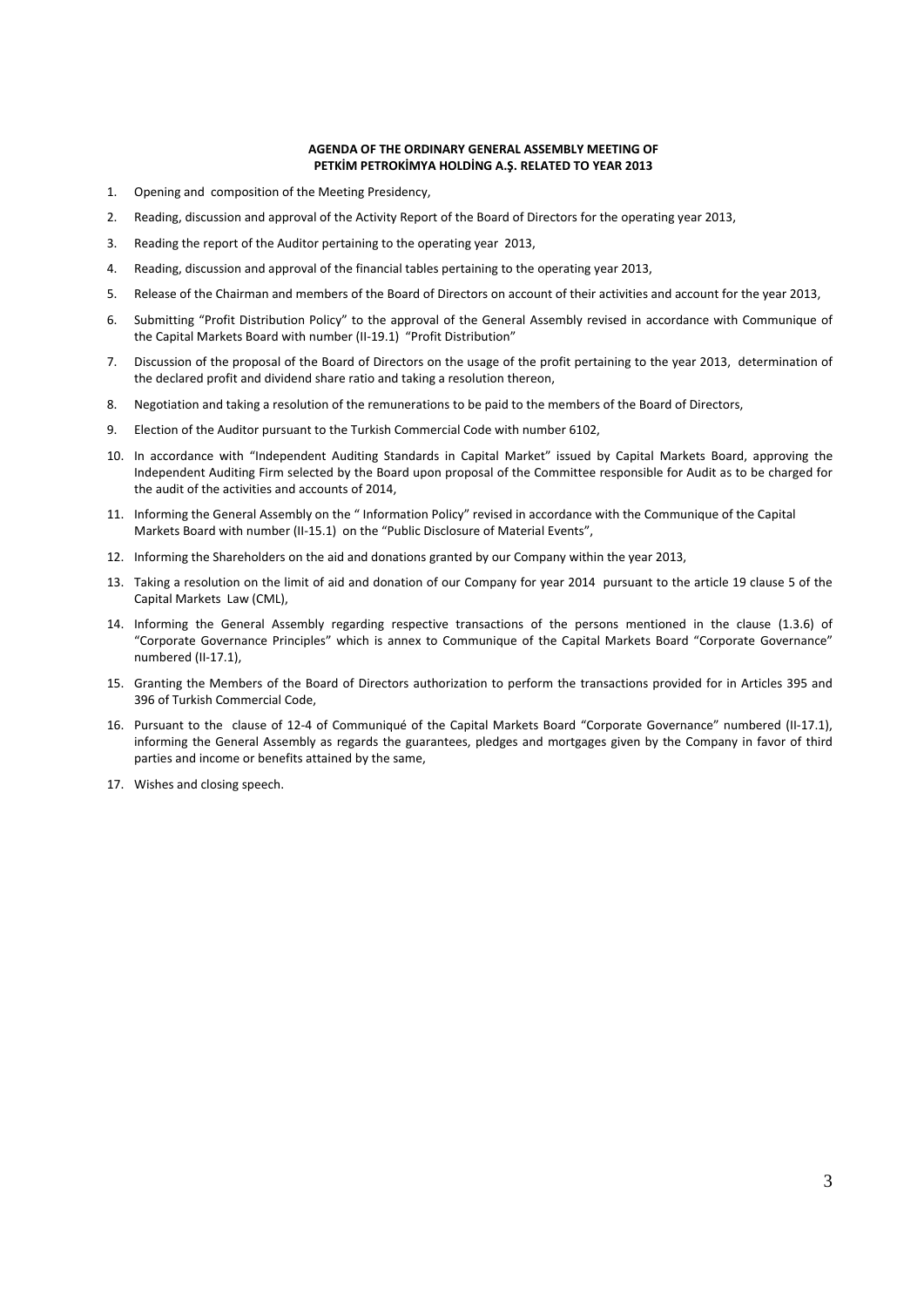**AGENDA OF THE ORDINARY GENERAL ASSEMBLY MEETING OF PETKİM PETROKİMYA HOLDİNG A.Ş. RELATED TO YEAR 2013**

1. Opening and composition of the Meeting Presidency,
2. Reading, discussion and approval of the Activity Report of the Board of Directors for the operating year 2013,
3. Reading the report of the Auditor pertaining to the operating year 2013,
4. Reading, discussion and approval of the financial tables pertaining to the operating year 2013,
5. Release of the Chairman and members of the Board of Directors on account of their activities and account for the year 2013,
6. Submitting "Profit Distribution Policy" to the approval of the General Assembly revised in accordance with Communique of the Capital Markets Board with number (II-19.1) "Profit Distribution"
7. Discussion of the proposal of the Board of Directors on the usage of the profit pertaining to the year 2013, determination of the declared profit and dividend share ratio and taking a resolution thereon,
8. Negotiation and taking a resolution of the remunerations to be paid to the members of the Board of Directors,
9. Election of the Auditor pursuant to the Turkish Commercial Code with number 6102,
10. In accordance with "Independent Auditing Standards in Capital Market" issued by Capital Markets Board, approving the Independent Auditing Firm selected by the Board upon proposal of the Committee responsible for Audit as to be charged for the audit of the activities and accounts of 2014,
11. Informing the General Assembly on the " Information Policy" revised in accordance with the Communique of the Capital Markets Board with number (II-15.1) on the "Public Disclosure of Material Events",
12. Informing the Shareholders on the aid and donations granted by our Company within the year 2013,
13. Taking a resolution on the limit of aid and donation of our Company for year 2014 pursuant to the article 19 clause 5 of the Capital Markets Law (CML),
14. Informing the General Assembly regarding respective transactions of the persons mentioned in the clause (1.3.6) of "Corporate Governance Principles" which is annex to Communique of the Capital Markets Board "Corporate Governance" numbered (II-17.1),
15. Granting the Members of the Board of Directors authorization to perform the transactions provided for in Articles 395 and 396 of Turkish Commercial Code,
16. Pursuant to the clause of 12-4 of Communiqué of the Capital Markets Board "Corporate Governance" numbered (II-17.1), informing the General Assembly as regards the guarantees, pledges and mortgages given by the Company in favor of third parties and income or benefits attained by the same,
17. Wishes and closing speech.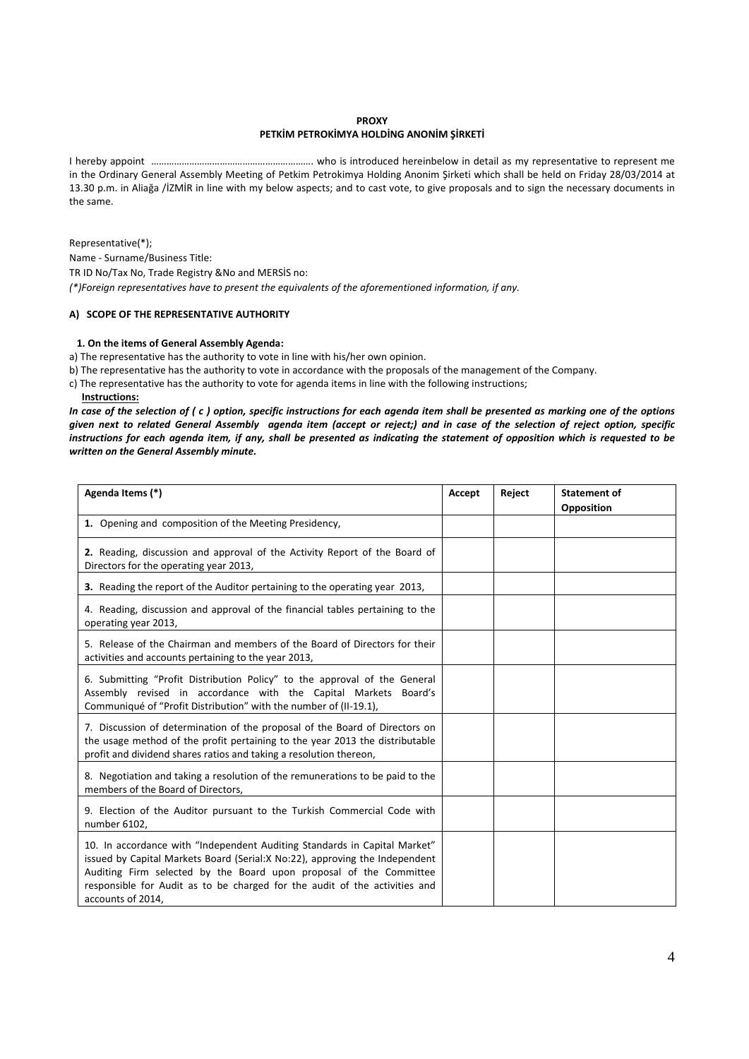**PROXY**
**PETKİM PETROKİMYA HOLDİNG ANONİM ŞİRKETİ**

I hereby appoint ………………………………………………………. who is introduced hereinbelow in detail as my representative to represent me in the Ordinary General Assembly Meeting of Petkim Petrokimya Holding Anonim Şirketi which shall be held on Friday 28/03/2014 at 13.30 p.m. in Aliağa /İZMİR in line with my below aspects; and to cast vote, to give proposals and to sign the necessary documents in the same.

Representative(*);
Name - Surname/Business Title:
TR ID No/Tax No, Trade Registry &No and MERSİS no:
*(*)Foreign representatives have to present the equivalents of the aforementioned information, if any.*

**A) SCOPE OF THE REPRESENTATIVE AUTHORITY**

**1. On the items of General Assembly Agenda:**

a) The representative has the authority to vote in line with his/her own opinion.
b) The representative has the authority to vote in accordance with the proposals of the management of the Company.
c) The representative has the authority to vote for agenda items in line with the following instructions;

**Instructions:**

***In case of the selection of ( c ) option, specific instructions for each agenda item shall be presented as marking one of the options given next to related General Assembly agenda item (accept or reject;) and in case of the selection of reject option, specific instructions for each agenda item, if any, shall be presented as indicating the statement of opposition which is requested to be written on the General Assembly minute.***

| Agenda Items (*) | Accept | Reject | Statement of Opposition |
|---|---|---|---|
| **1.** Opening and composition of the Meeting Presidency, | | | |
| **2.** Reading, discussion and approval of the Activity Report of the Board of Directors for the operating year 2013, | | | |
| **3.** Reading the report of the Auditor pertaining to the operating year 2013, | | | |
| 4. Reading, discussion and approval of the financial tables pertaining to the operating year 2013, | | | |
| 5. Release of the Chairman and members of the Board of Directors for their activities and accounts pertaining to the year 2013, | | | |
| 6. Submitting "Profit Distribution Policy" to the approval of the General Assembly revised in accordance with the Capital Markets Board's Communiqué of "Profit Distribution" with the number of (II-19.1), | | | |
| 7. Discussion of determination of the proposal of the Board of Directors on the usage method of the profit pertaining to the year 2013 the distributable profit and dividend shares ratios and taking a resolution thereon, | | | |
| 8. Negotiation and taking a resolution of the remunerations to be paid to the members of the Board of Directors, | | | |
| 9. Election of the Auditor pursuant to the Turkish Commercial Code with number 6102, | | | |
| 10. In accordance with "Independent Auditing Standards in Capital Market" issued by Capital Markets Board (Serial:X No:22), approving the Independent Auditing Firm selected by the Board upon proposal of the Committee responsible for Audit as to be charged for the audit of the activities and accounts of 2014, | | | |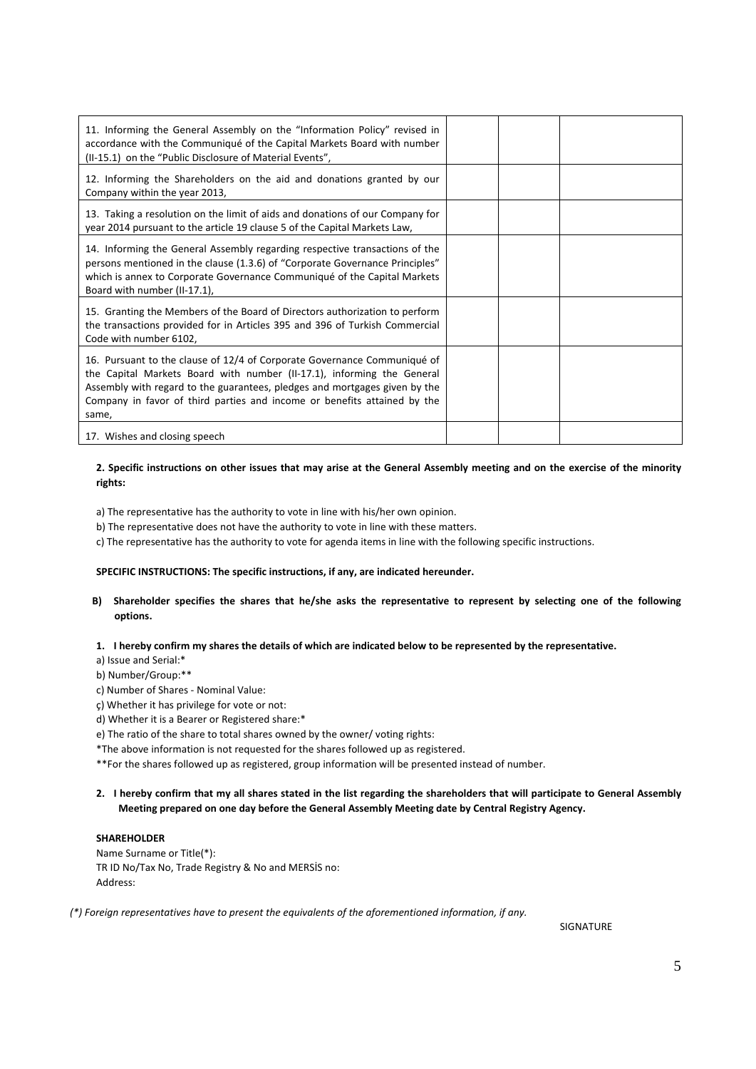| | | | |
|---|---|---|---|
| 11. Informing the General Assembly on the "Information Policy" revised in accordance with the Communiqué of the Capital Markets Board with number (II-15.1) on the "Public Disclosure of Material Events", | | | |
| 12. Informing the Shareholders on the aid and donations granted by our Company within the year 2013, | | | |
| 13. Taking a resolution on the limit of aids and donations of our Company for year 2014 pursuant to the article 19 clause 5 of the Capital Markets Law, | | | |
| 14. Informing the General Assembly regarding respective transactions of the persons mentioned in the clause (1.3.6) of "Corporate Governance Principles" which is annex to Corporate Governance Communiqué of the Capital Markets Board with number (II-17.1), | | | |
| 15. Granting the Members of the Board of Directors authorization to perform the transactions provided for in Articles 395 and 396 of Turkish Commercial Code with number 6102, | | | |
| 16. Pursuant to the clause of 12/4 of Corporate Governance Communiqué of the Capital Markets Board with number (II-17.1), informing the General Assembly with regard to the guarantees, pledges and mortgages given by the Company in favor of third parties and income or benefits attained by the same, | | | |
| 17. Wishes and closing speech | | | |

**2. Specific instructions on other issues that may arise at the General Assembly meeting and on the exercise of the minority rights:**

a) The representative has the authority to vote in line with his/her own opinion.

b) The representative does not have the authority to vote in line with these matters.

c) The representative has the authority to vote for agenda items in line with the following specific instructions.

**SPECIFIC INSTRUCTIONS: The specific instructions, if any, are indicated hereunder.**

**B) Shareholder specifies the shares that he/she asks the representative to represent by selecting one of the following options.**

**1. I hereby confirm my shares the details of which are indicated below to be represented by the representative.**

a) Issue and Serial:*

b) Number/Group:**

c) Number of Shares - Nominal Value:

ç) Whether it has privilege for vote or not:

d) Whether it is a Bearer or Registered share:*

e) The ratio of the share to total shares owned by the owner/ voting rights:

*The above information is not requested for the shares followed up as registered.

**For the shares followed up as registered, group information will be presented instead of number.

**2. I hereby confirm that my all shares stated in the list regarding the shareholders that will participate to General Assembly Meeting prepared on one day before the General Assembly Meeting date by Central Registry Agency.**

**SHAREHOLDER**

Name Surname or Title(*):

TR ID No/Tax No, Trade Registry & No and MERSİS no:

Address:

*(\*) Foreign representatives have to present the equivalents of the aforementioned information, if any.*

SIGNATURE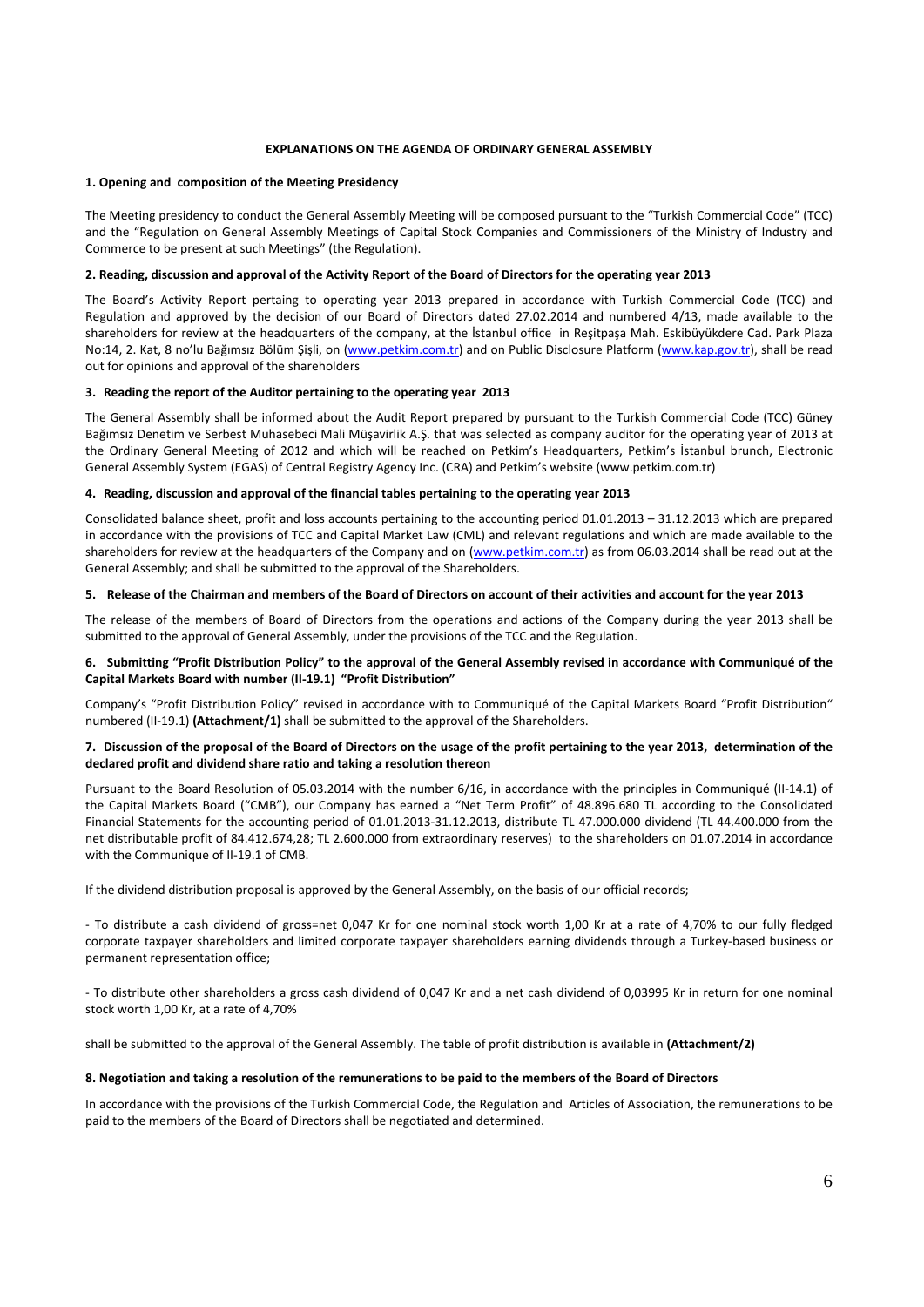# EXPLANATIONS ON THE AGENDA OF ORDINARY GENERAL ASSEMBLY

## 1. Opening and composition of the Meeting Presidency

The Meeting presidency to conduct the General Assembly Meeting will be composed pursuant to the "Turkish Commercial Code" (TCC) and the "Regulation on General Assembly Meetings of Capital Stock Companies and Commissioners of the Ministry of Industry and Commerce to be present at such Meetings" (the Regulation).

## 2. Reading, discussion and approval of the Activity Report of the Board of Directors for the operating year 2013

The Board's Activity Report pertaining to operating year 2013 prepared in accordance with Turkish Commercial Code (TCC) and Regulation and approved by the decision of our Board of Directors dated 27.02.2014 and numbered 4/13, made available to the shareholders for review at the headquarters of the company, at the İstanbul office in Reşitpaşa Mah. Eskibüyükdere Cad. Park Plaza No:14, 2. Kat, 8 no'lu Bağımsız Bölüm Şişli, on (www.petkim.com.tr) and on Public Disclosure Platform (www.kap.gov.tr), shall be read out for opinions and approval of the shareholders

## 3. Reading the report of the Auditor pertaining to the operating year 2013

The General Assembly shall be informed about the Audit Report prepared by pursuant to the Turkish Commercial Code (TCC) Güney Bağımsız Denetim ve Serbest Muhasebeci Mali Müşavirlik A.Ş. that was selected as company auditor for the operating year of 2013 at the Ordinary General Meeting of 2012 and which will be reached on Petkim's Headquarters, Petkim's İstanbul brunch, Electronic General Assembly System (EGAS) of Central Registry Agency Inc. (CRA) and Petkim's website (www.petkim.com.tr)

## 4. Reading, discussion and approval of the financial tables pertaining to the operating year 2013

Consolidated balance sheet, profit and loss accounts pertaining to the accounting period 01.01.2013 – 31.12.2013 which are prepared in accordance with the provisions of TCC and Capital Market Law (CML) and relevant regulations and which are made available to the shareholders for review at the headquarters of the Company and on (www.petkim.com.tr) as from 06.03.2014 shall be read out at the General Assembly; and shall be submitted to the approval of the Shareholders.

## 5. Release of the Chairman and members of the Board of Directors on account of their activities and account for the year 2013

The release of the members of Board of Directors from the operations and actions of the Company during the year 2013 shall be submitted to the approval of General Assembly, under the provisions of the TCC and the Regulation.

## 6. Submitting "Profit Distribution Policy" to the approval of the General Assembly revised in accordance with Communiqué of the Capital Markets Board with number (II-19.1) "Profit Distribution"

Company's "Profit Distribution Policy" revised in accordance with to Communiqué of the Capital Markets Board "Profit Distribution" numbered (II-19.1) **(Attachment/1)** shall be submitted to the approval of the Shareholders.

## 7. Discussion of the proposal of the Board of Directors on the usage of the profit pertaining to the year 2013, determination of the declared profit and dividend share ratio and taking a resolution thereon

Pursuant to the Board Resolution of 05.03.2014 with the number 6/16, in accordance with the principles in Communiqué (II-14.1) of the Capital Markets Board ("CMB"), our Company has earned a "Net Term Profit" of 48.896.680 TL according to the Consolidated Financial Statements for the accounting period of 01.01.2013-31.12.2013, distribute TL 47.000.000 dividend (TL 44.400.000 from the net distributable profit of 84.412.674,28; TL 2.600.000 from extraordinary reserves) to the shareholders on 01.07.2014 in accordance with the Communique of II-19.1 of CMB.

If the dividend distribution proposal is approved by the General Assembly, on the basis of our official records;

- To distribute a cash dividend of gross=net 0,047 Kr for one nominal stock worth 1,00 Kr at a rate of 4,70% to our fully fledged corporate taxpayer shareholders and limited corporate taxpayer shareholders earning dividends through a Turkey-based business or permanent representation office;

- To distribute other shareholders a gross cash dividend of 0,047 Kr and a net cash dividend of 0,03995 Kr in return for one nominal stock worth 1,00 Kr, at a rate of 4,70%

shall be submitted to the approval of the General Assembly. The table of profit distribution is available in **(Attachment/2)**

## 8. Negotiation and taking a resolution of the remunerations to be paid to the members of the Board of Directors

In accordance with the provisions of the Turkish Commercial Code, the Regulation and Articles of Association, the remunerations to be paid to the members of the Board of Directors shall be negotiated and determined.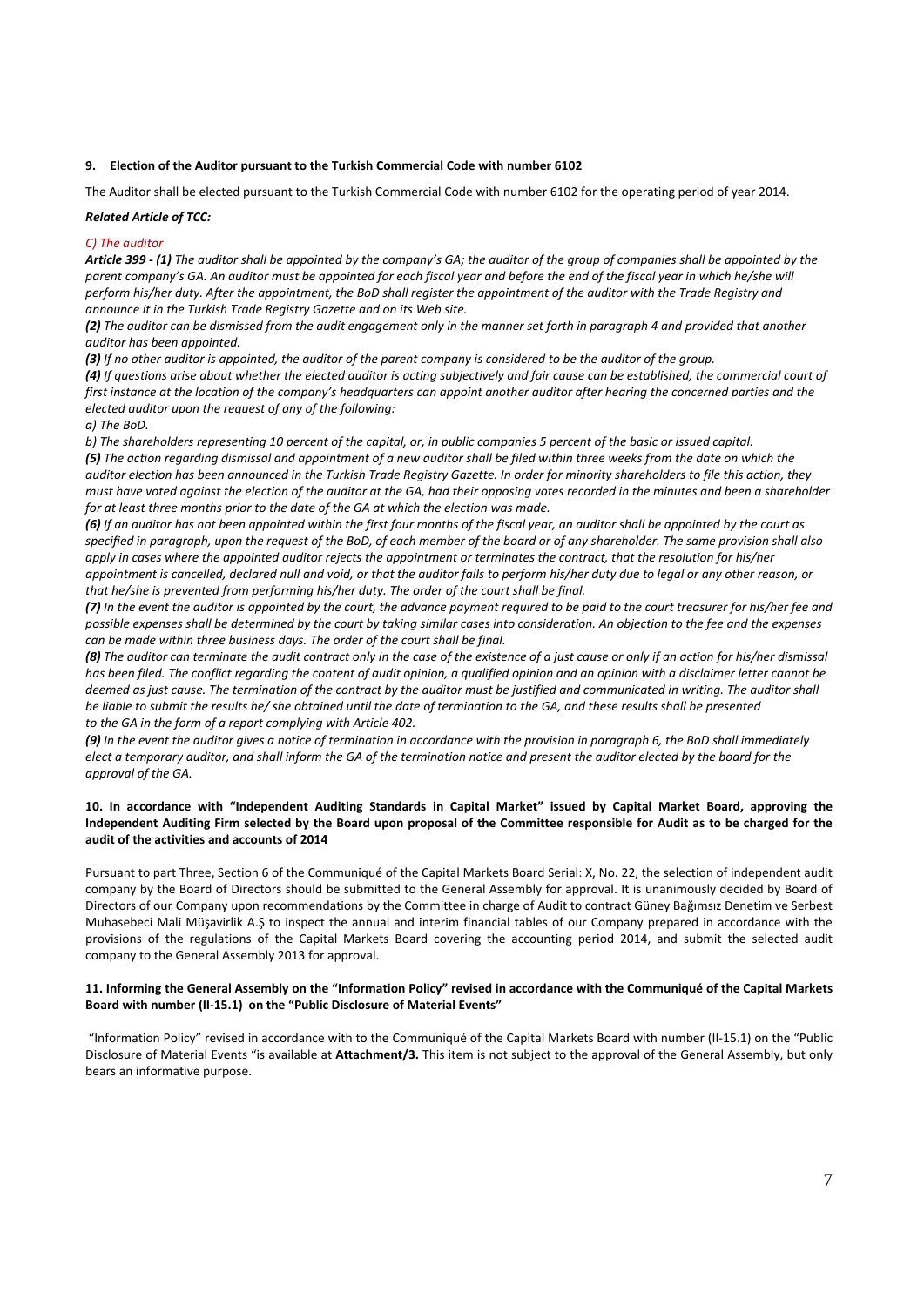**9. Election of the Auditor pursuant to the Turkish Commercial Code with number 6102**

The Auditor shall be elected pursuant to the Turkish Commercial Code with number 6102 for the operating period of year 2014.

***Related Article of TCC:***

*C) The auditor*

***Article 399 - (1)*** *The auditor shall be appointed by the company's GA; the auditor of the group of companies shall be appointed by the parent company's GA. An auditor must be appointed for each fiscal year and before the end of the fiscal year in which he/she will perform his/her duty. After the appointment, the BoD shall register the appointment of the auditor with the Trade Registry and announce it in the Turkish Trade Registry Gazette and on its Web site.*

***(2)*** *The auditor can be dismissed from the audit engagement only in the manner set forth in paragraph 4 and provided that another auditor has been appointed.*

***(3)*** *If no other auditor is appointed, the auditor of the parent company is considered to be the auditor of the group.*

***(4)*** *If questions arise about whether the elected auditor is acting subjectively and fair cause can be established, the commercial court of first instance at the location of the company's headquarters can appoint another auditor after hearing the concerned parties and the elected auditor upon the request of any of the following:*

*a) The BoD.*

*b) The shareholders representing 10 percent of the capital, or, in public companies 5 percent of the basic or issued capital.*

***(5)*** *The action regarding dismissal and appointment of a new auditor shall be filed within three weeks from the date on which the auditor election has been announced in the Turkish Trade Registry Gazette. In order for minority shareholders to file this action, they must have voted against the election of the auditor at the GA, had their opposing votes recorded in the minutes and been a shareholder for at least three months prior to the date of the GA at which the election was made.*

***(6)*** *If an auditor has not been appointed within the first four months of the fiscal year, an auditor shall be appointed by the court as specified in paragraph, upon the request of the BoD, of each member of the board or of any shareholder. The same provision shall also apply in cases where the appointed auditor rejects the appointment or terminates the contract, that the resolution for his/her appointment is cancelled, declared null and void, or that the auditor fails to perform his/her duty due to legal or any other reason, or that he/she is prevented from performing his/her duty. The order of the court shall be final.*

***(7)*** *In the event the auditor is appointed by the court, the advance payment required to be paid to the court treasurer for his/her fee and possible expenses shall be determined by the court by taking similar cases into consideration. An objection to the fee and the expenses can be made within three business days. The order of the court shall be final.*

***(8)*** *The auditor can terminate the audit contract only in the case of the existence of a just cause or only if an action for his/her dismissal has been filed. The conflict regarding the content of audit opinion, a qualified opinion and an opinion with a disclaimer letter cannot be deemed as just cause. The termination of the contract by the auditor must be justified and communicated in writing. The auditor shall be liable to submit the results he/ she obtained until the date of termination to the GA, and these results shall be presented to the GA in the form of a report complying with Article 402.*

***(9)*** *In the event the auditor gives a notice of termination in accordance with the provision in paragraph 6, the BoD shall immediately elect a temporary auditor, and shall inform the GA of the termination notice and present the auditor elected by the board for the approval of the GA.*

**10. In accordance with "Independent Auditing Standards in Capital Market" issued by Capital Market Board, approving the Independent Auditing Firm selected by the Board upon proposal of the Committee responsible for Audit as to be charged for the audit of the activities and accounts of 2014**

Pursuant to part Three, Section 6 of the Communiqué of the Capital Markets Board Serial: X, No. 22, the selection of independent audit company by the Board of Directors should be submitted to the General Assembly for approval. It is unanimously decided by Board of Directors of our Company upon recommendations by the Committee in charge of Audit to contract Güney Bağımsız Denetim ve Serbest Muhasebeci Mali Müşavirlik A.Ş to inspect the annual and interim financial tables of our Company prepared in accordance with the provisions of the regulations of the Capital Markets Board covering the accounting period 2014, and submit the selected audit company to the General Assembly 2013 for approval.

**11. Informing the General Assembly on the "Information Policy" revised in accordance with the Communiqué of the Capital Markets Board with number (II-15.1) on the "Public Disclosure of Material Events"**

"Information Policy" revised in accordance with to the Communiqué of the Capital Markets Board with number (II-15.1) on the "Public Disclosure of Material Events "is available at **Attachment/3.** This item is not subject to the approval of the General Assembly, but only bears an informative purpose.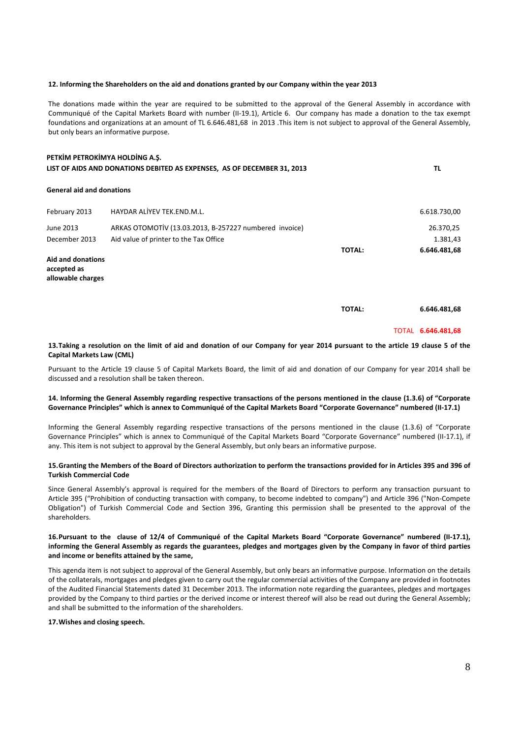**12. Informing the Shareholders on the aid and donations granted by our Company within the year 2013**

The donations made within the year are required to be submitted to the approval of the General Assembly in accordance with Communiqué of the Capital Markets Board with number (II-19.1), Article 6. Our company has made a donation to the tax exempt foundations and organizations at an amount of TL 6.646.481,68 in 2013 .This item is not subject to approval of the General Assembly, but only bears an informative purpose.

**PETKİM PETROKİMYA HOLDİNG A.Ş.**

| **LIST OF AIDS AND DONATIONS DEBITED AS EXPENSES, AS OF DECEMBER 31, 2013** | | | **TL** |
|---|---|---|---|
| **General aid and donations** | | | |
| February 2013 | HAYDAR ALİYEV TEK.END.M.L. | | 6.618.730,00 |
| June 2013 | ARKAS OTOMOTİV (13.03.2013, B-257227 numbered invoice) | | 26.370,25 |
| December 2013 | Aid value of printer to the Tax Office | | 1.381,43 |
| | | **TOTAL:** | **6.646.481,68** |
| **Aid and donations accepted as allowable charges** | | | |
| | | **TOTAL:** | **6.646.481,68** |
| | | TOTAL | **6.646.481,68** |

**13.Taking a resolution on the limit of aid and donation of our Company for year 2014 pursuant to the article 19 clause 5 of the Capital Markets Law (CML)**

Pursuant to the Article 19 clause 5 of Capital Markets Board, the limit of aid and donation of our Company for year 2014 shall be discussed and a resolution shall be taken thereon.

**14. Informing the General Assembly regarding respective transactions of the persons mentioned in the clause (1.3.6) of "Corporate Governance Principles" which is annex to Communiqué of the Capital Markets Board "Corporate Governance" numbered (II-17.1)**

Informing the General Assembly regarding respective transactions of the persons mentioned in the clause (1.3.6) of "Corporate Governance Principles" which is annex to Communiqué of the Capital Markets Board "Corporate Governance" numbered (II-17.1), if any. This item is not subject to approval by the General Assembly, but only bears an informative purpose.

**15.Granting the Members of the Board of Directors authorization to perform the transactions provided for in Articles 395 and 396 of Turkish Commercial Code**

Since General Assembly's approval is required for the members of the Board of Directors to perform any transaction pursuant to Article 395 ("Prohibition of conducting transaction with company, to become indebted to company") and Article 396 ("Non-Compete Obligation") of Turkish Commercial Code and Section 396, Granting this permission shall be presented to the approval of the shareholders.

**16.Pursuant to the clause of 12/4 of Communiqué of the Capital Markets Board "Corporate Governance" numbered (II-17.1), informing the General Assembly as regards the guarantees, pledges and mortgages given by the Company in favor of third parties and income or benefits attained by the same,**

This agenda item is not subject to approval of the General Assembly, but only bears an informative purpose. Information on the details of the collaterals, mortgages and pledges given to carry out the regular commercial activities of the Company are provided in footnotes of the Audited Financial Statements dated 31 December 2013. The information note regarding the guarantees, pledges and mortgages provided by the Company to third parties or the derived income or interest thereof will also be read out during the General Assembly; and shall be submitted to the information of the shareholders.

**17.Wishes and closing speech.**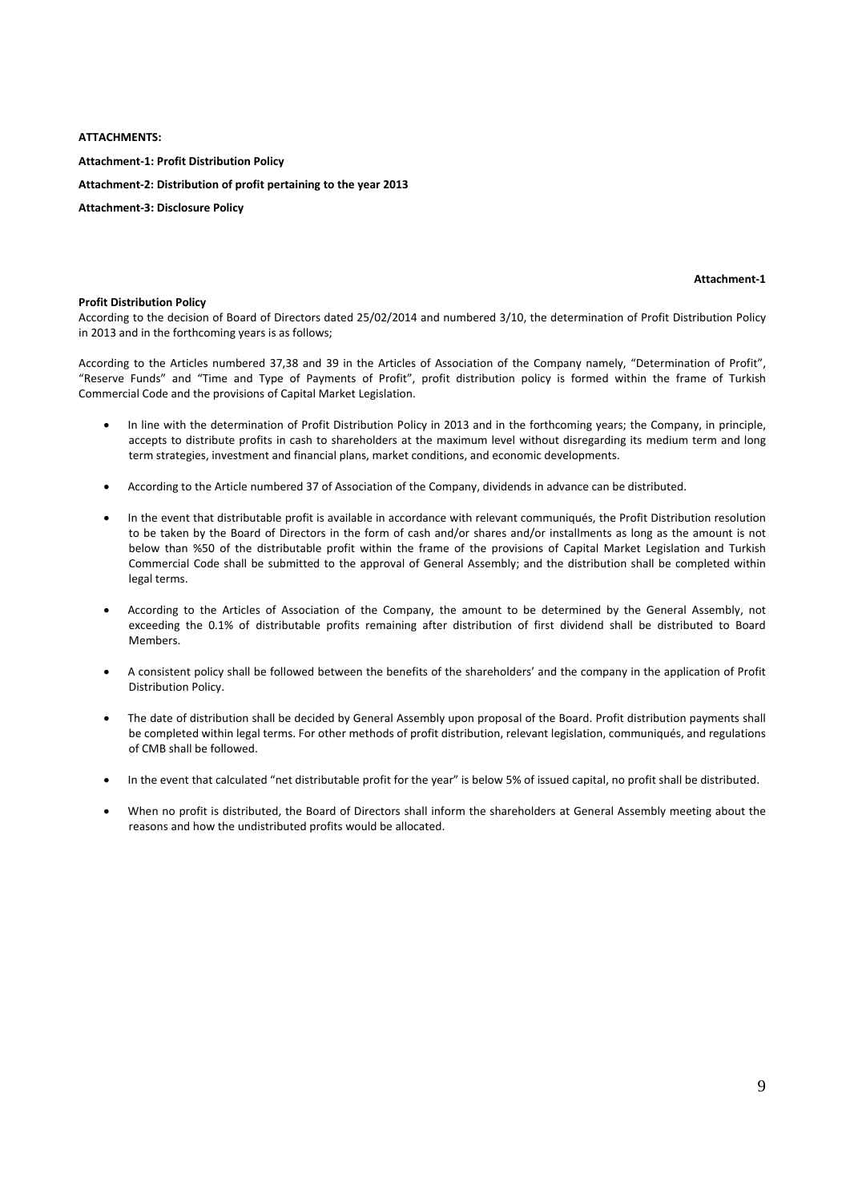**ATTACHMENTS:**

**Attachment-1: Profit Distribution Policy**

**Attachment-2: Distribution of profit pertaining to the year 2013**

**Attachment-3: Disclosure Policy**

**Attachment-1**

**Profit Distribution Policy**

According to the decision of Board of Directors dated 25/02/2014 and numbered 3/10, the determination of Profit Distribution Policy in 2013 and in the forthcoming years is as follows;

According to the Articles numbered 37,38 and 39 in the Articles of Association of the Company namely, "Determination of Profit", "Reserve Funds" and "Time and Type of Payments of Profit", profit distribution policy is formed within the frame of Turkish Commercial Code and the provisions of Capital Market Legislation.

- In line with the determination of Profit Distribution Policy in 2013 and in the forthcoming years; the Company, in principle, accepts to distribute profits in cash to shareholders at the maximum level without disregarding its medium term and long term strategies, investment and financial plans, market conditions, and economic developments.
- According to the Article numbered 37 of Association of the Company, dividends in advance can be distributed.
- In the event that distributable profit is available in accordance with relevant communiqués, the Profit Distribution resolution to be taken by the Board of Directors in the form of cash and/or shares and/or installments as long as the amount is not below than %50 of the distributable profit within the frame of the provisions of Capital Market Legislation and Turkish Commercial Code shall be submitted to the approval of General Assembly; and the distribution shall be completed within legal terms.
- According to the Articles of Association of the Company, the amount to be determined by the General Assembly, not exceeding the 0.1% of distributable profits remaining after distribution of first dividend shall be distributed to Board Members.
- A consistent policy shall be followed between the benefits of the shareholders' and the company in the application of Profit Distribution Policy.
- The date of distribution shall be decided by General Assembly upon proposal of the Board. Profit distribution payments shall be completed within legal terms. For other methods of profit distribution, relevant legislation, communiqués, and regulations of CMB shall be followed.
- In the event that calculated "net distributable profit for the year" is below 5% of issued capital, no profit shall be distributed.
- When no profit is distributed, the Board of Directors shall inform the shareholders at General Assembly meeting about the reasons and how the undistributed profits would be allocated.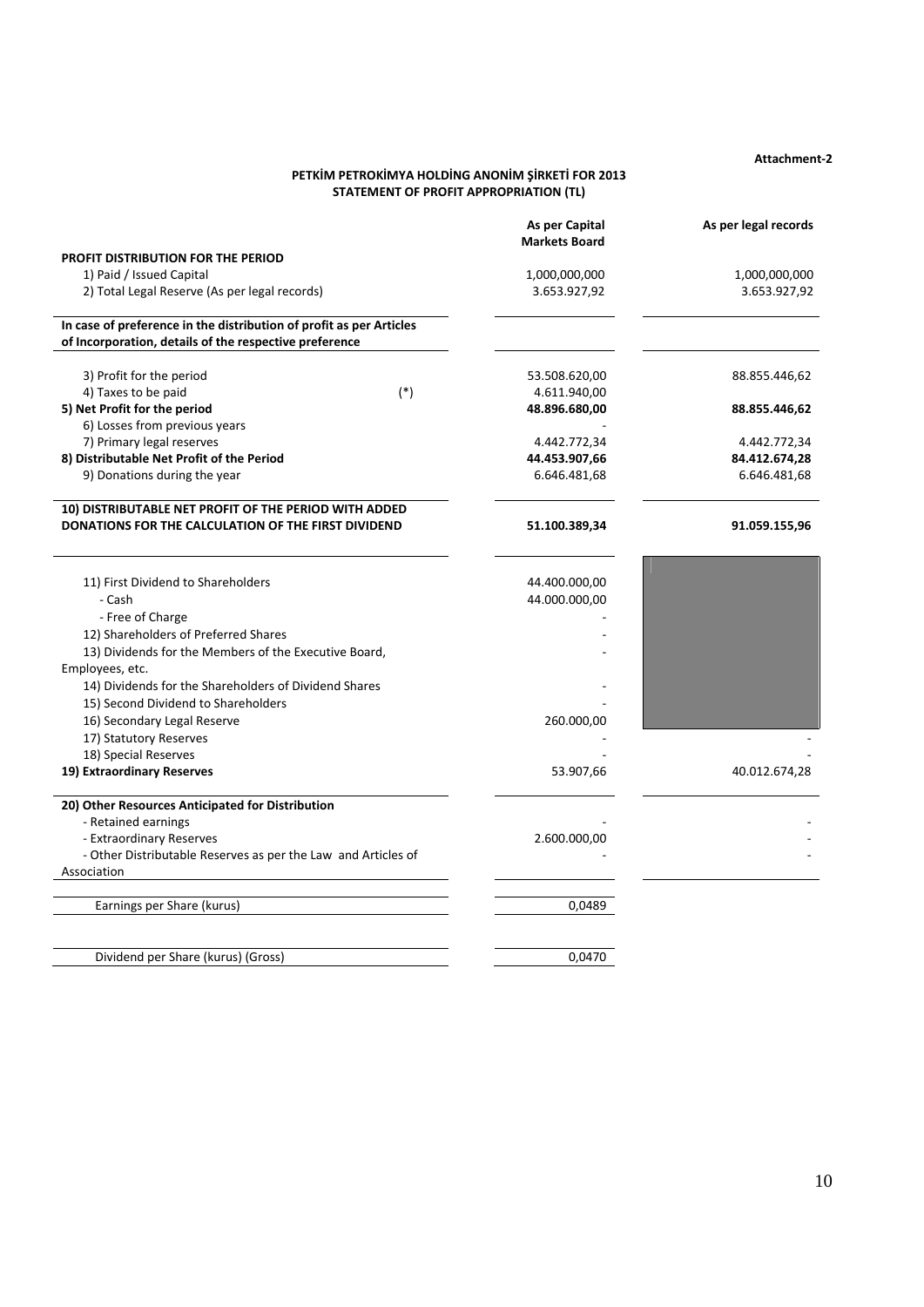**Attachment-2**

**PETKİM PETROKİMYA HOLDİNG ANONİM ŞİRKETİ FOR 2013**
**STATEMENT OF PROFIT APPROPRIATION (TL)**

| | | As per Capital Markets Board | As per legal records |
|---|---|---|---|
| **PROFIT DISTRIBUTION FOR THE PERIOD** | | | |
| 1) Paid / Issued Capital | | 1,000,000,000 | 1,000,000,000 |
| 2) Total Legal Reserve (As per legal records) | | 3.653.927,92 | 3.653.927,92 |
| **In case of preference in the distribution of profit as per Articles of Incorporation, details of the respective preference** | | | |
| 3) Profit for the period | | 53.508.620,00 | 88.855.446,62 |
| 4) Taxes to be paid | (*) | 4.611.940,00 | |
| **5) Net Profit for the period** | | **48.896.680,00** | **88.855.446,62** |
| 6) Losses from previous years | | - | |
| 7) Primary legal reserves | | 4.442.772,34 | 4.442.772,34 |
| **8) Distributable Net Profit of the Period** | | **44.453.907,66** | **84.412.674,28** |
| 9) Donations during the year | | 6.646.481,68 | 6.646.481,68 |
| **10) DISTRIBUTABLE NET PROFIT OF THE PERIOD WITH ADDED DONATIONS FOR THE CALCULATION OF THE FIRST DIVIDEND** | | **51.100.389,34** | **91.059.155,96** |
| 11) First Dividend to Shareholders | | 44.400.000,00 | |
| - Cash | | 44.000.000,00 | |
| - Free of Charge | | - | |
| 12) Shareholders of Preferred Shares | | - | |
| 13) Dividends for the Members of the Executive Board, Employees, etc. | | - | |
| 14) Dividends for the Shareholders of Dividend Shares | | - | |
| 15) Second Dividend to Shareholders | | - | |
| 16) Secondary Legal Reserve | | 260.000,00 | |
| 17) Statutory Reserves | | - | - |
| 18) Special Reserves | | - | - |
| **19) Extraordinary Reserves** | | 53.907,66 | 40.012.674,28 |
| **20) Other Resources Anticipated for Distribution** | | | |
| - Retained earnings | | - | - |
| - Extraordinary Reserves | | 2.600.000,00 | - |
| - Other Distributable Reserves as per the Law and Articles of Association | | - | - |
| Earnings per Share (kurus) | | 0,0489 | |
| Dividend per Share (kurus) (Gross) | | 0,0470 | |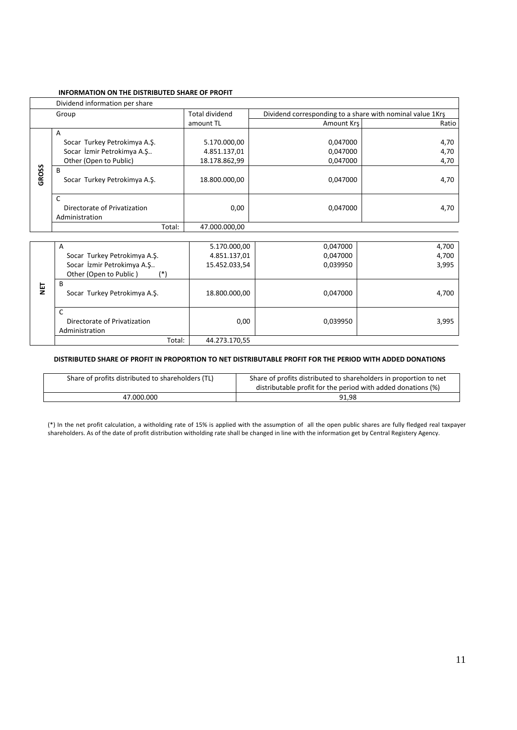#### INFORMATION ON THE DISTRIBUTED SHARE OF PROFIT

| Dividend information per share | | | | |
|---|---|---|---|---|
| | Group | Total dividend amount TL | Dividend corresponding to a share with nominal value 1Krş | |
| | | | Amount Krş | Ratio |
| GROSS | A | | | |
| | Socar Turkey Petrokimya A.Ş. | 5.170.000,00 | 0,047000 | 4,70 |
| | Socar İzmir Petrokimya A.Ş.. | 4.851.137,01 | 0,047000 | 4,70 |
| | Other (Open to Public) | 18.178.862,99 | 0,047000 | 4,70 |
| | B | | | |
| | Socar Turkey Petrokimya A.Ş. | 18.800.000,00 | 0,047000 | 4,70 |
| | C | | | |
| | Directorate of Privatization Administration | 0,00 | 0,047000 | 4,70 |
| | Total: | 47.000.000,00 | | |
| NET | A | | | |
| | Socar Turkey Petrokimya A.Ş. | 5.170.000,00 | 0,047000 | 4,700 |
| | Socar İzmir Petrokimya A.Ş.. | 4.851.137,01 | 0,047000 | 4,700 |
| | Other (Open to Public ) (*) | 15.452.033,54 | 0,039950 | 3,995 |
| | B | | | |
| | Socar Turkey Petrokimya A.Ş. | 18.800.000,00 | 0,047000 | 4,700 |
| | C | | | |
| | Directorate of Privatization Administration | 0,00 | 0,039950 | 3,995 |
| | Total: | 44.273.170,55 | | |

#### DISTRIBUTED SHARE OF PROFIT IN PROPORTION TO NET DISTRIBUTABLE PROFIT FOR THE PERIOD WITH ADDED DONATIONS

| Share of profits distributed to shareholders (TL) | Share of profits distributed to shareholders in proportion to net distributable profit for the period with added donations (%) |
|---|---|
| 47.000.000 | 91,98 |

(*) In the net profit calculation, a witholding rate of 15% is applied with the assumption of all the open public shares are fully fledged real taxpayer shareholders. As of the date of profit distribution witholding rate shall be changed in line with the information get by Central Registery Agency.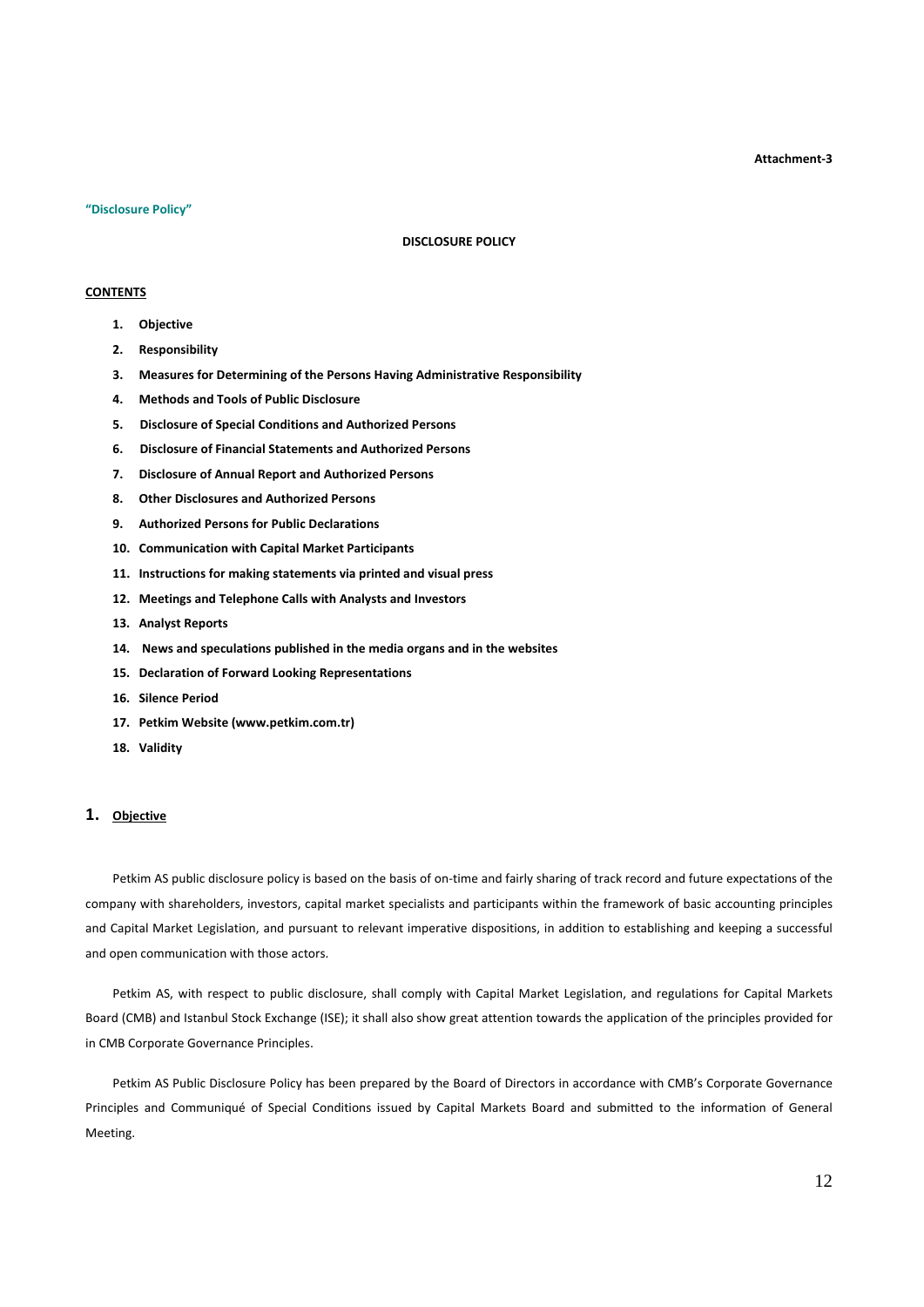**Attachment-3**

**"Disclosure Policy"**

# DISCLOSURE POLICY

**CONTENTS**

1. **Objective**
2. **Responsibility**
3. **Measures for Determining of the Persons Having Administrative Responsibility**
4. **Methods and Tools of Public Disclosure**
5. **Disclosure of Special Conditions and Authorized Persons**
6. **Disclosure of Financial Statements and Authorized Persons**
7. **Disclosure of Annual Report and Authorized Persons**
8. **Other Disclosures and Authorized Persons**
9. **Authorized Persons for Public Declarations**
10. **Communication with Capital Market Participants**
11. **Instructions for making statements via printed and visual press**
12. **Meetings and Telephone Calls with Analysts and Investors**
13. **Analyst Reports**
14. **News and speculations published in the media organs and in the websites**
15. **Declaration of Forward Looking Representations**
16. **Silence Period**
17. **Petkim Website (www.petkim.com.tr)**
18. **Validity**

## 1. Objective

Petkim AS public disclosure policy is based on the basis of on-time and fairly sharing of track record and future expectations of the company with shareholders, investors, capital market specialists and participants within the framework of basic accounting principles and Capital Market Legislation, and pursuant to relevant imperative dispositions, in addition to establishing and keeping a successful and open communication with those actors.

Petkim AS, with respect to public disclosure, shall comply with Capital Market Legislation, and regulations for Capital Markets Board (CMB) and Istanbul Stock Exchange (ISE); it shall also show great attention towards the application of the principles provided for in CMB Corporate Governance Principles.

Petkim AS Public Disclosure Policy has been prepared by the Board of Directors in accordance with CMB's Corporate Governance Principles and Communiqué of Special Conditions issued by Capital Markets Board and submitted to the information of General Meeting.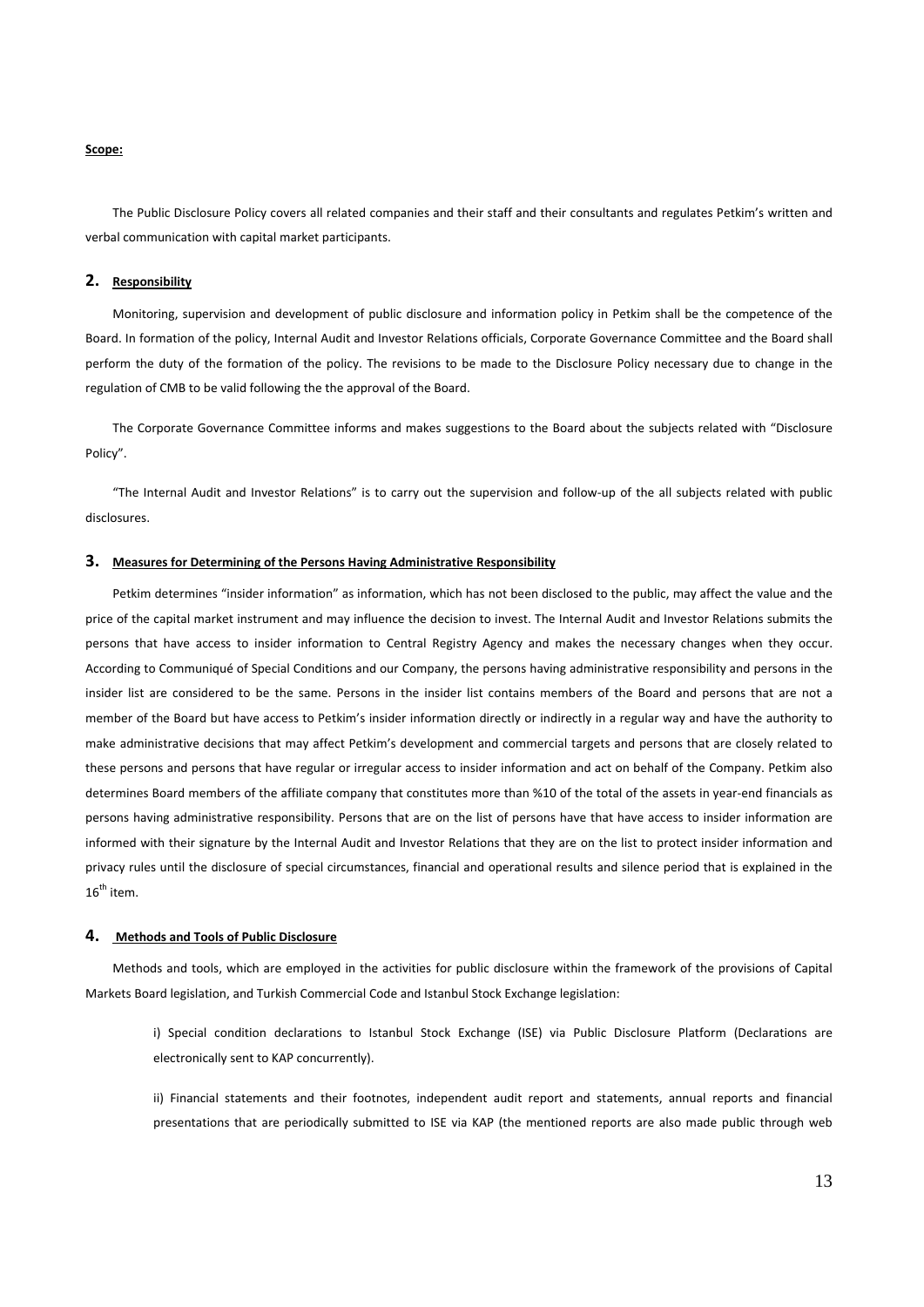**Scope:**

The Public Disclosure Policy covers all related companies and their staff and their consultants and regulates Petkim's written and verbal communication with capital market participants.

## 2. Responsibility

Monitoring, supervision and development of public disclosure and information policy in Petkim shall be the competence of the Board. In formation of the policy, Internal Audit and Investor Relations officials, Corporate Governance Committee and the Board shall perform the duty of the formation of the policy. The revisions to be made to the Disclosure Policy necessary due to change in the regulation of CMB to be valid following the the approval of the Board.

The Corporate Governance Committee informs and makes suggestions to the Board about the subjects related with "Disclosure Policy".

"The Internal Audit and Investor Relations" is to carry out the supervision and follow-up of the all subjects related with public disclosures.

## 3. Measures for Determining of the Persons Having Administrative Responsibility

Petkim determines "insider information" as information, which has not been disclosed to the public, may affect the value and the price of the capital market instrument and may influence the decision to invest. The Internal Audit and Investor Relations submits the persons that have access to insider information to Central Registry Agency and makes the necessary changes when they occur. According to Communiqué of Special Conditions and our Company, the persons having administrative responsibility and persons in the insider list are considered to be the same. Persons in the insider list contains members of the Board and persons that are not a member of the Board but have access to Petkim's insider information directly or indirectly in a regular way and have the authority to make administrative decisions that may affect Petkim's development and commercial targets and persons that are closely related to these persons and persons that have regular or irregular access to insider information and act on behalf of the Company. Petkim also determines Board members of the affiliate company that constitutes more than %10 of the total of the assets in year-end financials as persons having administrative responsibility. Persons that are on the list of persons have that have access to insider information are informed with their signature by the Internal Audit and Investor Relations that they are on the list to protect insider information and privacy rules until the disclosure of special circumstances, financial and operational results and silence period that is explained in the 16th item.

## 4. Methods and Tools of Public Disclosure

Methods and tools, which are employed in the activities for public disclosure within the framework of the provisions of Capital Markets Board legislation, and Turkish Commercial Code and Istanbul Stock Exchange legislation:

i) Special condition declarations to Istanbul Stock Exchange (ISE) via Public Disclosure Platform (Declarations are electronically sent to KAP concurrently).

ii) Financial statements and their footnotes, independent audit report and statements, annual reports and financial presentations that are periodically submitted to ISE via KAP (the mentioned reports are also made public through web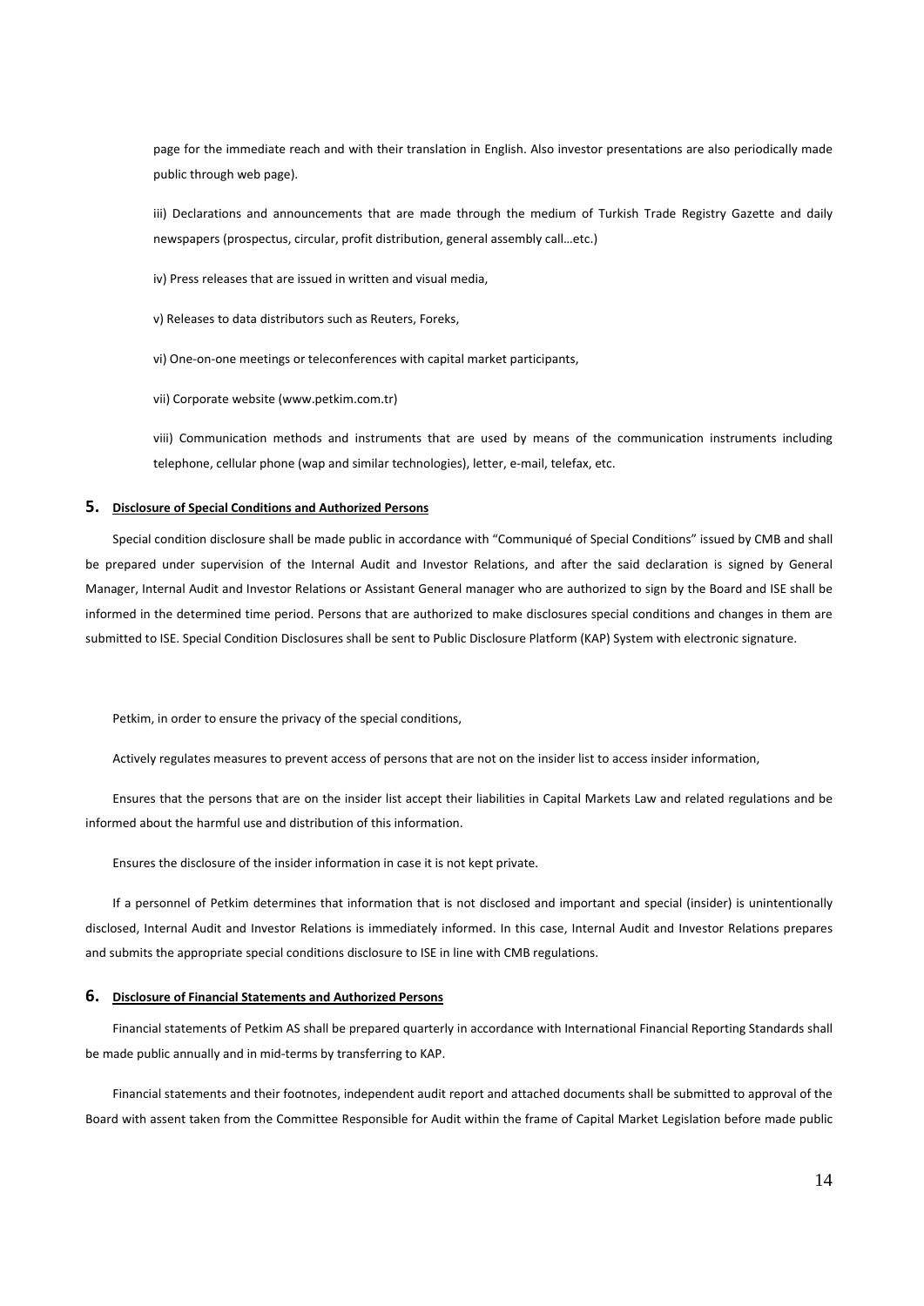page for the immediate reach and with their translation in English. Also investor presentations are also periodically made public through web page).

iii) Declarations and announcements that are made through the medium of Turkish Trade Registry Gazette and daily newspapers (prospectus, circular, profit distribution, general assembly call…etc.)

iv) Press releases that are issued in written and visual media,

v) Releases to data distributors such as Reuters, Foreks,

vi) One-on-one meetings or teleconferences with capital market participants,

vii) Corporate website (www.petkim.com.tr)

viii) Communication methods and instruments that are used by means of the communication instruments including telephone, cellular phone (wap and similar technologies), letter, e-mail, telefax, etc.

## 5. Disclosure of Special Conditions and Authorized Persons

Special condition disclosure shall be made public in accordance with "Communiqué of Special Conditions" issued by CMB and shall be prepared under supervision of the Internal Audit and Investor Relations, and after the said declaration is signed by General Manager, Internal Audit and Investor Relations or Assistant General manager who are authorized to sign by the Board and ISE shall be informed in the determined time period. Persons that are authorized to make disclosures special conditions and changes in them are submitted to ISE. Special Condition Disclosures shall be sent to Public Disclosure Platform (KAP) System with electronic signature.

Petkim, in order to ensure the privacy of the special conditions,

Actively regulates measures to prevent access of persons that are not on the insider list to access insider information,

Ensures that the persons that are on the insider list accept their liabilities in Capital Markets Law and related regulations and be informed about the harmful use and distribution of this information.

Ensures the disclosure of the insider information in case it is not kept private.

If a personnel of Petkim determines that information that is not disclosed and important and special (insider) is unintentionally disclosed, Internal Audit and Investor Relations is immediately informed. In this case, Internal Audit and Investor Relations prepares and submits the appropriate special conditions disclosure to ISE in line with CMB regulations.

## 6. Disclosure of Financial Statements and Authorized Persons

Financial statements of Petkim AS shall be prepared quarterly in accordance with International Financial Reporting Standards shall be made public annually and in mid-terms by transferring to KAP.

Financial statements and their footnotes, independent audit report and attached documents shall be submitted to approval of the Board with assent taken from the Committee Responsible for Audit within the frame of Capital Market Legislation before made public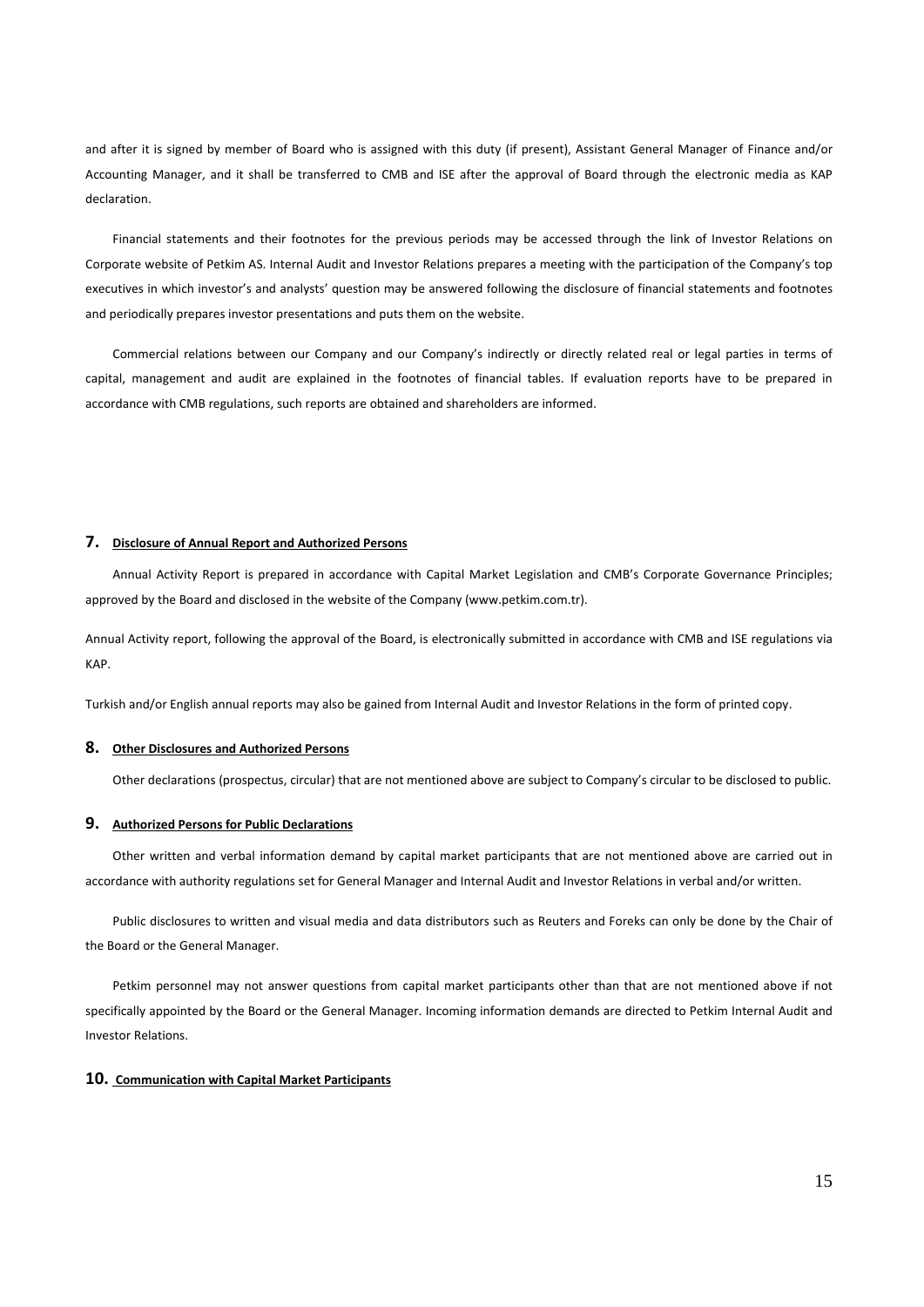and after it is signed by member of Board who is assigned with this duty (if present), Assistant General Manager of Finance and/or Accounting Manager, and it shall be transferred to CMB and ISE after the approval of Board through the electronic media as KAP declaration.

Financial statements and their footnotes for the previous periods may be accessed through the link of Investor Relations on Corporate website of Petkim AS. Internal Audit and Investor Relations prepares a meeting with the participation of the Company's top executives in which investor's and analysts' question may be answered following the disclosure of financial statements and footnotes and periodically prepares investor presentations and puts them on the website.

Commercial relations between our Company and our Company's indirectly or directly related real or legal parties in terms of capital, management and audit are explained in the footnotes of financial tables. If evaluation reports have to be prepared in accordance with CMB regulations, such reports are obtained and shareholders are informed.

## 7. Disclosure of Annual Report and Authorized Persons

Annual Activity Report is prepared in accordance with Capital Market Legislation and CMB's Corporate Governance Principles; approved by the Board and disclosed in the website of the Company (www.petkim.com.tr).

Annual Activity report, following the approval of the Board, is electronically submitted in accordance with CMB and ISE regulations via KAP.

Turkish and/or English annual reports may also be gained from Internal Audit and Investor Relations in the form of printed copy.

## 8. Other Disclosures and Authorized Persons

Other declarations (prospectus, circular) that are not mentioned above are subject to Company's circular to be disclosed to public.

## 9. Authorized Persons for Public Declarations

Other written and verbal information demand by capital market participants that are not mentioned above are carried out in accordance with authority regulations set for General Manager and Internal Audit and Investor Relations in verbal and/or written.

Public disclosures to written and visual media and data distributors such as Reuters and Foreks can only be done by the Chair of the Board or the General Manager.

Petkim personnel may not answer questions from capital market participants other than that are not mentioned above if not specifically appointed by the Board or the General Manager. Incoming information demands are directed to Petkim Internal Audit and Investor Relations.

## 10. Communication with Capital Market Participants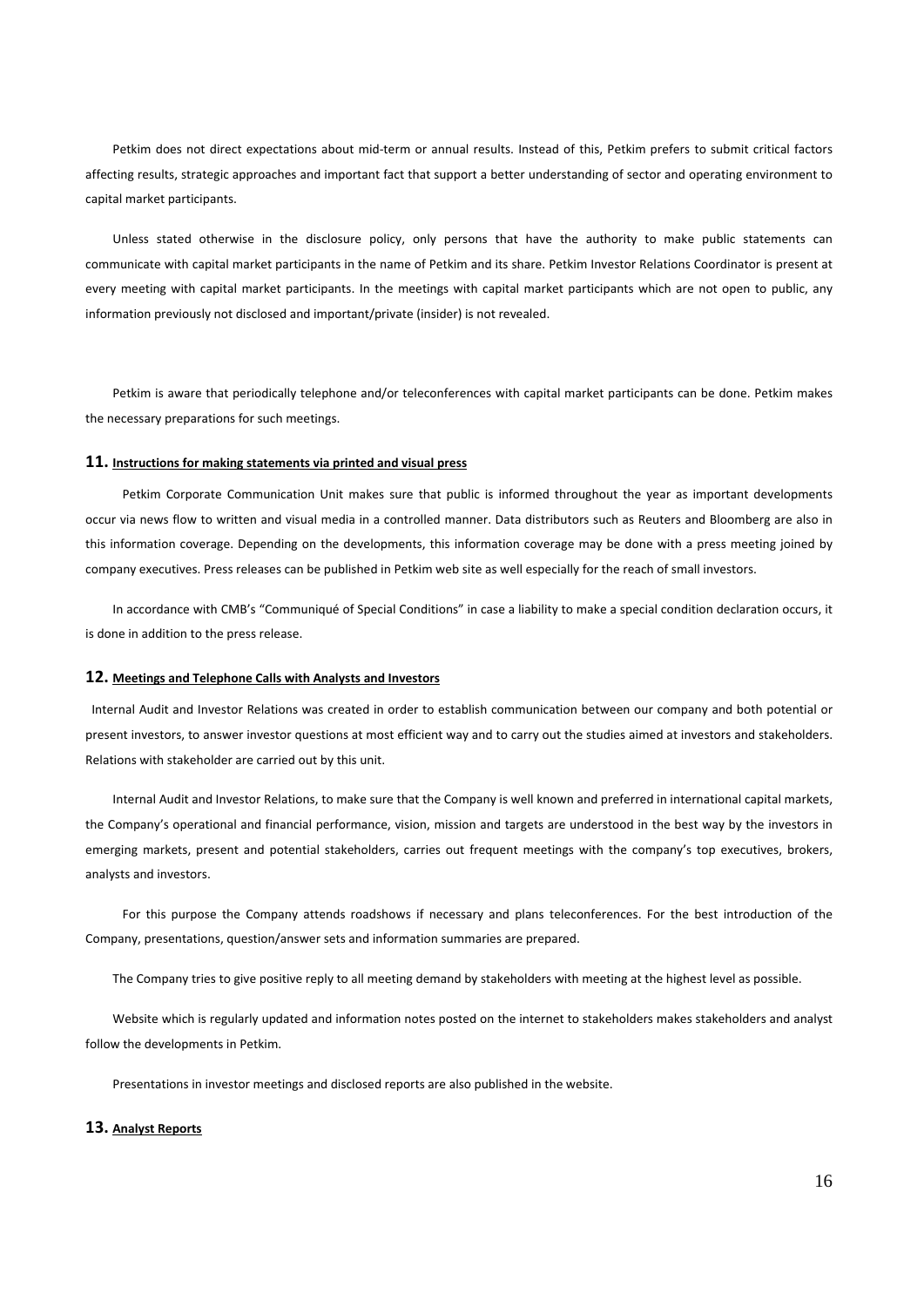Petkim does not direct expectations about mid-term or annual results. Instead of this, Petkim prefers to submit critical factors affecting results, strategic approaches and important fact that support a better understanding of sector and operating environment to capital market participants.

Unless stated otherwise in the disclosure policy, only persons that have the authority to make public statements can communicate with capital market participants in the name of Petkim and its share. Petkim Investor Relations Coordinator is present at every meeting with capital market participants. In the meetings with capital market participants which are not open to public, any information previously not disclosed and important/private (insider) is not revealed.

Petkim is aware that periodically telephone and/or teleconferences with capital market participants can be done. Petkim makes the necessary preparations for such meetings.

## 11. Instructions for making statements via printed and visual press

Petkim Corporate Communication Unit makes sure that public is informed throughout the year as important developments occur via news flow to written and visual media in a controlled manner. Data distributors such as Reuters and Bloomberg are also in this information coverage. Depending on the developments, this information coverage may be done with a press meeting joined by company executives. Press releases can be published in Petkim web site as well especially for the reach of small investors.

In accordance with CMB's "Communiqué of Special Conditions" in case a liability to make a special condition declaration occurs, it is done in addition to the press release.

## 12. Meetings and Telephone Calls with Analysts and Investors

Internal Audit and Investor Relations was created in order to establish communication between our company and both potential or present investors, to answer investor questions at most efficient way and to carry out the studies aimed at investors and stakeholders. Relations with stakeholder are carried out by this unit.

Internal Audit and Investor Relations, to make sure that the Company is well known and preferred in international capital markets, the Company's operational and financial performance, vision, mission and targets are understood in the best way by the investors in emerging markets, present and potential stakeholders, carries out frequent meetings with the company's top executives, brokers, analysts and investors.

For this purpose the Company attends roadshows if necessary and plans teleconferences. For the best introduction of the Company, presentations, question/answer sets and information summaries are prepared.

The Company tries to give positive reply to all meeting demand by stakeholders with meeting at the highest level as possible.

Website which is regularly updated and information notes posted on the internet to stakeholders makes stakeholders and analyst follow the developments in Petkim.

Presentations in investor meetings and disclosed reports are also published in the website.

## 13. Analyst Reports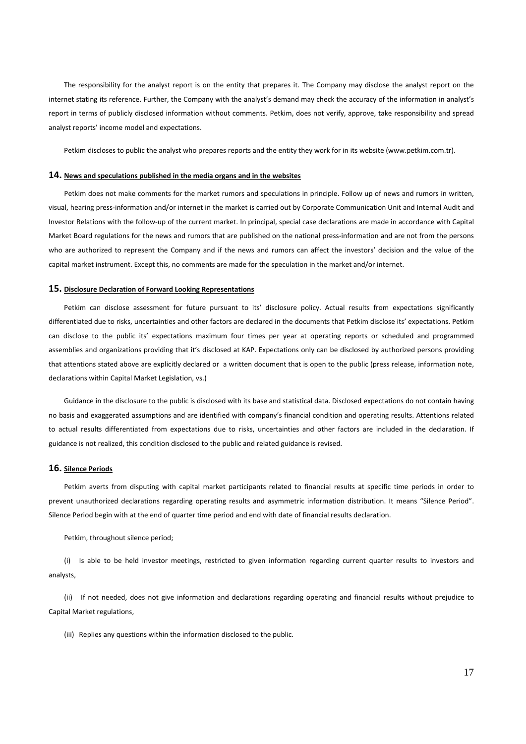The responsibility for the analyst report is on the entity that prepares it. The Company may disclose the analyst report on the internet stating its reference. Further, the Company with the analyst's demand may check the accuracy of the information in analyst's report in terms of publicly disclosed information without comments. Petkim, does not verify, approve, take responsibility and spread analyst reports' income model and expectations.

Petkim discloses to public the analyst who prepares reports and the entity they work for in its website (www.petkim.com.tr).

## 14. News and speculations published in the media organs and in the websites

Petkim does not make comments for the market rumors and speculations in principle. Follow up of news and rumors in written, visual, hearing press-information and/or internet in the market is carried out by Corporate Communication Unit and Internal Audit and Investor Relations with the follow-up of the current market. In principal, special case declarations are made in accordance with Capital Market Board regulations for the news and rumors that are published on the national press-information and are not from the persons who are authorized to represent the Company and if the news and rumors can affect the investors' decision and the value of the capital market instrument. Except this, no comments are made for the speculation in the market and/or internet.

## 15. Disclosure Declaration of Forward Looking Representations

Petkim can disclose assessment for future pursuant to its' disclosure policy. Actual results from expectations significantly differentiated due to risks, uncertainties and other factors are declared in the documents that Petkim disclose its' expectations. Petkim can disclose to the public its' expectations maximum four times per year at operating reports or scheduled and programmed assemblies and organizations providing that it's disclosed at KAP. Expectations only can be disclosed by authorized persons providing that attentions stated above are explicitly declared or a written document that is open to the public (press release, information note, declarations within Capital Market Legislation, vs.)

Guidance in the disclosure to the public is disclosed with its base and statistical data. Disclosed expectations do not contain having no basis and exaggerated assumptions and are identified with company's financial condition and operating results. Attentions related to actual results differentiated from expectations due to risks, uncertainties and other factors are included in the declaration. If guidance is not realized, this condition disclosed to the public and related guidance is revised.

## 16. Silence Periods

Petkim averts from disputing with capital market participants related to financial results at specific time periods in order to prevent unauthorized declarations regarding operating results and asymmetric information distribution. It means "Silence Period". Silence Period begin with at the end of quarter time period and end with date of financial results declaration.

Petkim, throughout silence period;

(i) Is able to be held investor meetings, restricted to given information regarding current quarter results to investors and analysts,

(ii) If not needed, does not give information and declarations regarding operating and financial results without prejudice to Capital Market regulations,

(iii) Replies any questions within the information disclosed to the public.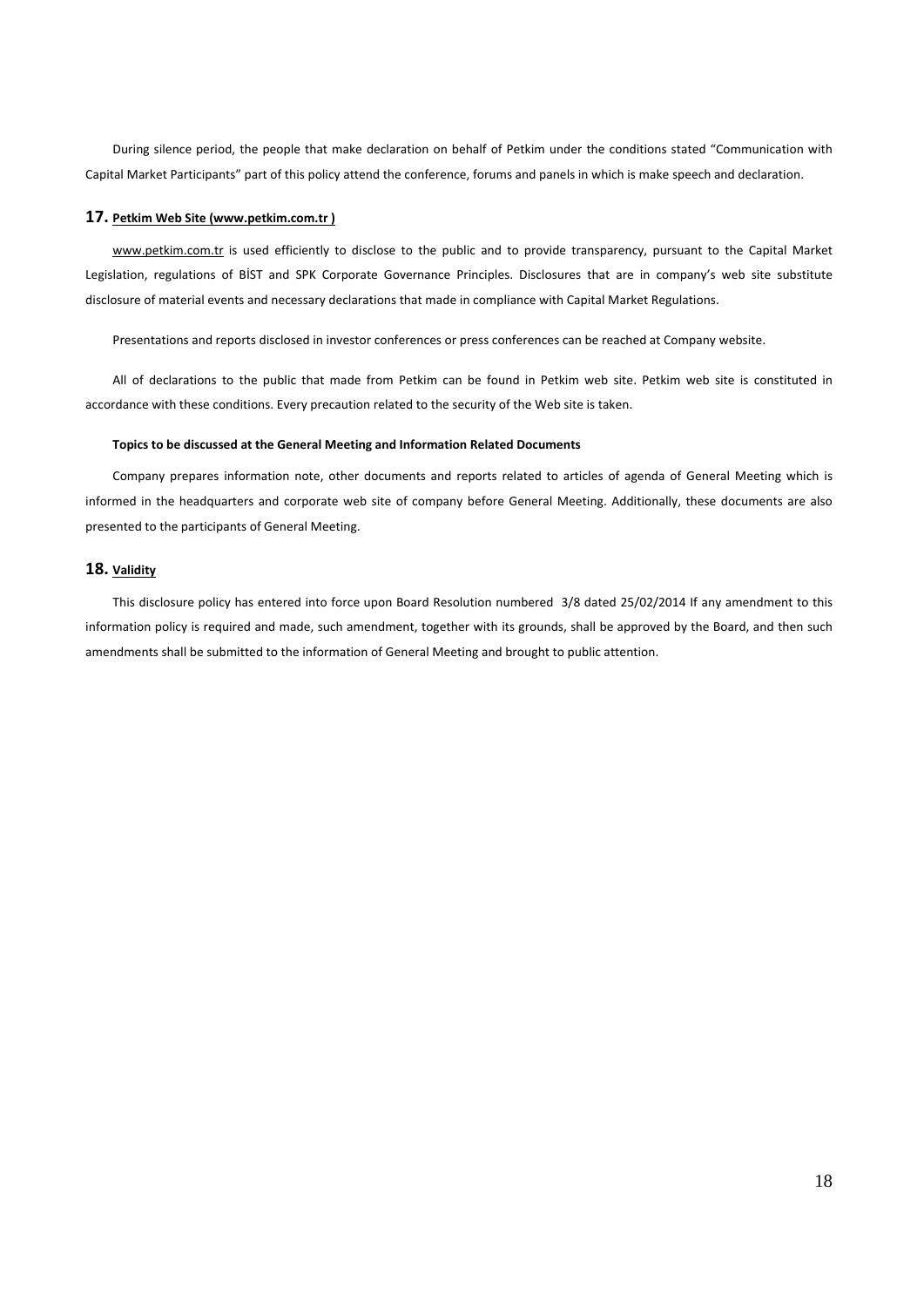During silence period, the people that make declaration on behalf of Petkim under the conditions stated "Communication with Capital Market Participants" part of this policy attend the conference, forums and panels in which is make speech and declaration.

## 17. Petkim Web Site (www.petkim.com.tr )

www.petkim.com.tr is used efficiently to disclose to the public and to provide transparency, pursuant to the Capital Market Legislation, regulations of BİST and SPK Corporate Governance Principles. Disclosures that are in company's web site substitute disclosure of material events and necessary declarations that made in compliance with Capital Market Regulations.

Presentations and reports disclosed in investor conferences or press conferences can be reached at Company website.

All of declarations to the public that made from Petkim can be found in Petkim web site. Petkim web site is constituted in accordance with these conditions. Every precaution related to the security of the Web site is taken.

**Topics to be discussed at the General Meeting and Information Related Documents**

Company prepares information note, other documents and reports related to articles of agenda of General Meeting which is informed in the headquarters and corporate web site of company before General Meeting. Additionally, these documents are also presented to the participants of General Meeting.

## 18. Validity

This disclosure policy has entered into force upon Board Resolution numbered 3/8 dated 25/02/2014 If any amendment to this information policy is required and made, such amendment, together with its grounds, shall be approved by the Board, and then such amendments shall be submitted to the information of General Meeting and brought to public attention.